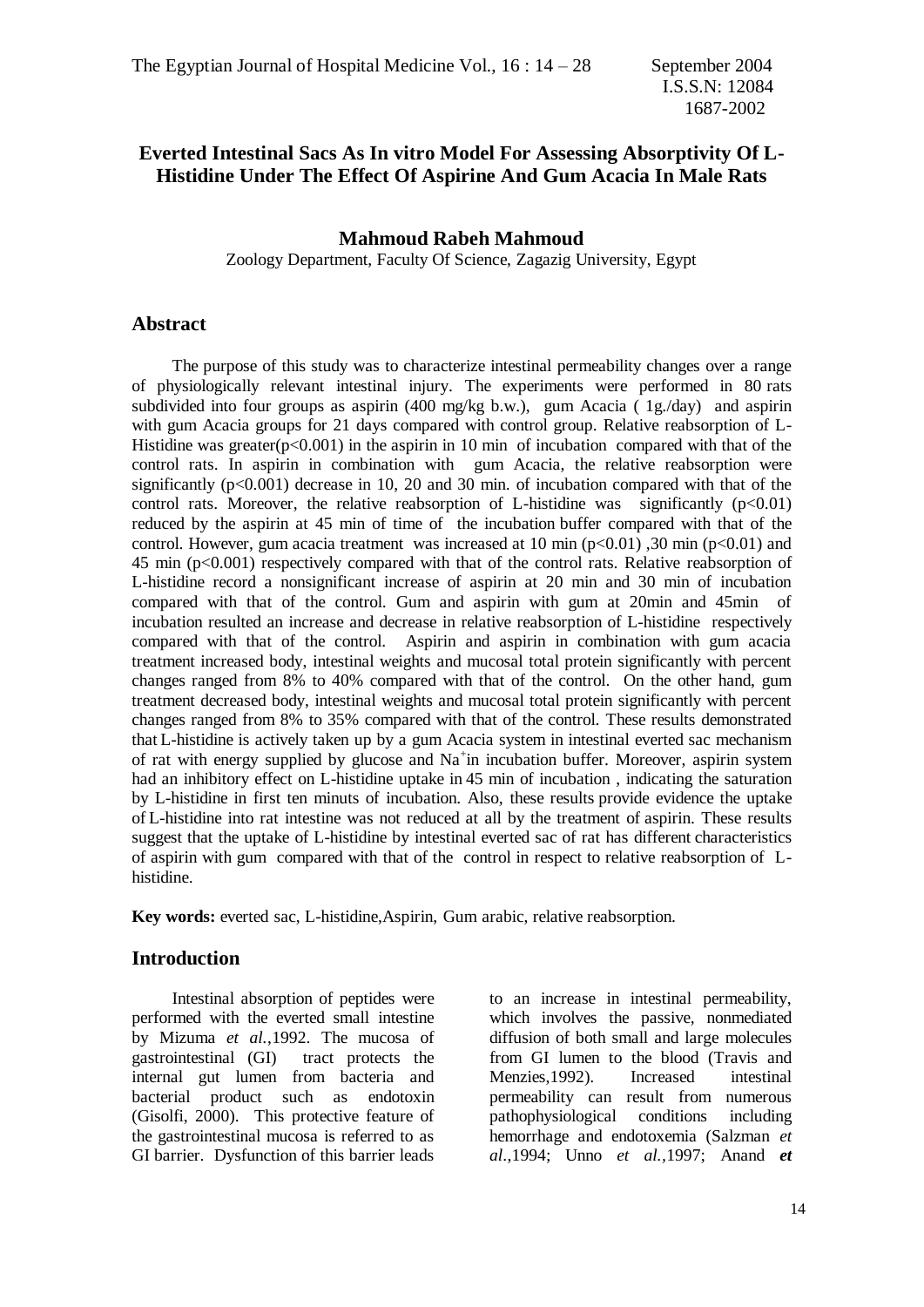# Everted Intestinal Sacs As In vitro Model For Assessing Absorptivity Of L-Histidine Under The Effect Of Aspirine And Gum Acacia In Male Rats

**Mahmoud Rabeh Mahmoud**

Zoology Department, Faculty Of Science, Zagazig University, Egypt

## Abstract

The purpose of this study was to characterize intestinal permeability changes over a range of physiologically relevant intestinal injury. The experiments were performed in 80 rats subdivided into four groups as aspirin (400 mg/kg b.w.), gum Acacia ( 1g./day) and aspirin with gum Acacia groups for 21 days compared with control group. Relative reabsorption of L-Histidine was greater($p<0.001$) in the aspirin in 10 min of incubation compared with that of the control rats. In aspirin in combination with gum Acacia, the relative reabsorption were significantly ($p<0.001$) decrease in 10, 20 and 30 min. of incubation compared with that of the control rats. Moreover, the relative reabsorption of L-histidine was significantly ($p<0.01$) reduced by the aspirin at 45 min of time of the incubation buffer compared with that of the control. However, gum acacia treatment was increased at 10 min ($p<0.01$) ,30 min ($p<0.01$) and 45 min ($p<0.001$) respectively compared with that of the control rats. Relative reabsorption of L-histidine record a nonsignificant increase of aspirin at 20 min and 30 min of incubation compared with that of the control. Gum and aspirin with gum at 20min and 45min of incubation resulted an increase and decrease in relative reabsorption of L-histidine respectively compared with that of the control. Aspirin and aspirin in combination with gum acacia treatment increased body, intestinal weights and mucosal total protein significantly with percent changes ranged from 8% to 40% compared with that of the control. On the other hand, gum treatment decreased body, intestinal weights and mucosal total protein significantly with percent changes ranged from 8% to 35% compared with that of the control. These results demonstrated that L-histidine is actively taken up by a gum Acacia system in intestinal everted sac mechanism of rat with energy supplied by glucose and $Na^{+}$in incubation buffer. Moreover, aspirin system had an inhibitory effect on L-histidine uptake in 45 min of incubation , indicating the saturation by L-histidine in first ten minuts of incubation. Also, these results provide evidence the uptake of L-histidine into rat intestine was not reduced at all by the treatment of aspirin. These results suggest that the uptake of L-histidine by intestinal everted sac of rat has different characteristics of aspirin with gum compared with that of the control in respect to relative reabsorption of L-histidine.

**Key words:** everted sac, L-histidine,Aspirin, Gum arabic, relative reabsorption.

## Introduction

Intestinal absorption of peptides were performed with the everted small intestine by Mizuma *et al.*,1992. The mucosa of gastrointestinal (GI) tract protects the internal gut lumen from bacteria and bacterial product such as endotoxin (Gisolfi, 2000). This protective feature of the gastrointestinal mucosa is referred to as GI barrier. Dysfunction of this barrier leads to an increase in intestinal permeability, which involves the passive, nonmediated diffusion of both small and large molecules from GI lumen to the blood (Travis and Menzies,1992). Increased intestinal permeability can result from numerous pathophysiological conditions including hemorrhage and endotoxemia (Salzman *et al.*,1994; Unno *et al.*,1997; Anand ***et***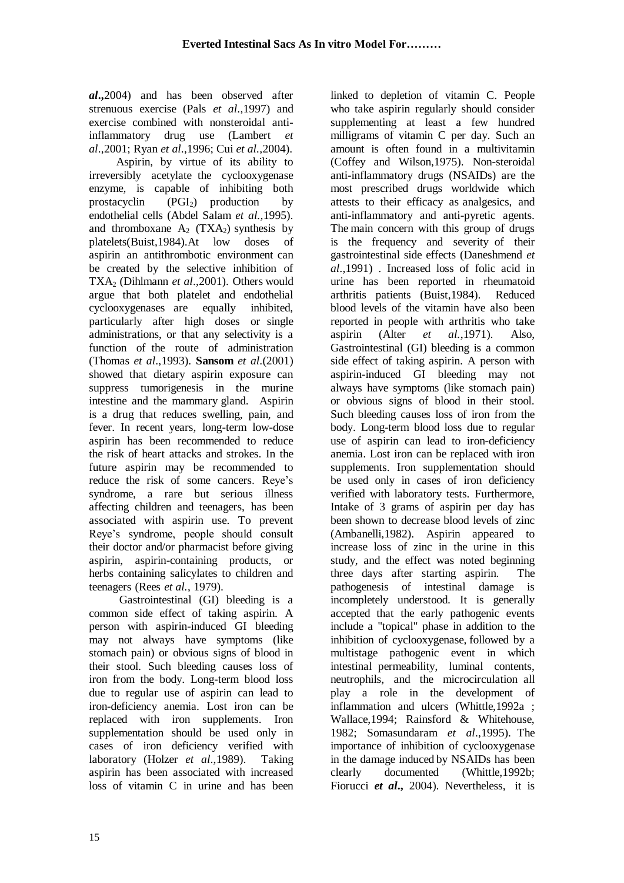***al*.,**2004) and has been observed after strenuous exercise (Pals *et al*.,1997) and exercise combined with nonsteroidal anti-inflammatory drug use (Lambert *et al*.,2001; Ryan *et al*.,1996; Cui *et al.*,2004).

Aspirin, by virtue of its ability to irreversibly acetylate the cyclooxygenase enzyme, is capable of inhibiting both prostacyclin ($PGI_2$) production by endothelial cells (Abdel Salam *et al.*,1995). and thromboxane $A_2$ ($TXA_2$) synthesis by platelets(Buist,1984).At low doses of aspirin an antithrombotic environment can be created by the selective inhibition of $TXA_2$ (Dihlmann *et al*.,2001). Others would argue that both platelet and endothelial cyclooxygenases are equally inhibited, particularly after high doses or single administrations, or that any selectivity is a function of the route of administration (Thomas *et al*.,1993). **Sansom** *et al*.(2001) showed that dietary aspirin exposure can suppress tumorigenesis in the murine intestine and the mammary gland. Aspirin is a drug that reduces swelling, pain, and fever. In recent years, long-term low-dose aspirin has been recommended to reduce the risk of heart attacks and strokes. In the future aspirin may be recommended to reduce the risk of some cancers. Reye's syndrome, a rare but serious illness affecting children and teenagers, has been associated with aspirin use. To prevent Reye's syndrome, people should consult their doctor and/or pharmacist before giving aspirin, aspirin-containing products, or herbs containing salicylates to children and teenagers (Rees *et al.*, 1979).

Gastrointestinal (GI) bleeding is a common side effect of taking aspirin. A person with aspirin-induced GI bleeding may not always have symptoms (like stomach pain) or obvious signs of blood in their stool. Such bleeding causes loss of iron from the body. Long-term blood loss due to regular use of aspirin can lead to iron-deficiency anemia. Lost iron can be replaced with iron supplements. Iron supplementation should be used only in cases of iron deficiency verified with laboratory (Holzer *et al*.,1989). Taking aspirin has been associated with increased loss of vitamin C in urine and has been linked to depletion of vitamin C. People who take aspirin regularly should consider supplementing at least a few hundred milligrams of vitamin C per day. Such an amount is often found in a multivitamin (Coffey and Wilson,1975). Non-steroidal anti-inflammatory drugs (NSAIDs) are the most prescribed drugs worldwide which attests to their efficacy as analgesics, and anti-inflammatory and anti-pyretic agents. The main concern with this group of drugs is the frequency and severity of their gastrointestinal side effects (Daneshmend *et al*.,1991) . Increased loss of folic acid in urine has been reported in rheumatoid arthritis patients (Buist,1984). Reduced blood levels of the vitamin have also been reported in people with arthritis who take aspirin (Alter *et al.*,1971). Also, Gastrointestinal (GI) bleeding is a common side effect of taking aspirin. A person with aspirin-induced GI bleeding may not always have symptoms (like stomach pain) or obvious signs of blood in their stool. Such bleeding causes loss of iron from the body. Long-term blood loss due to regular use of aspirin can lead to iron-deficiency anemia. Lost iron can be replaced with iron supplements. Iron supplementation should be used only in cases of iron deficiency verified with laboratory tests. Furthermore, Intake of 3 grams of aspirin per day has been shown to decrease blood levels of zinc (Ambanelli,1982). Aspirin appeared to increase loss of zinc in the urine in this study, and the effect was noted beginning three days after starting aspirin. The pathogenesis of intestinal damage is incompletely understood. It is generally accepted that the early pathogenic events include a "topical" phase in addition to the inhibition of cyclooxygenase, followed by a multistage pathogenic event in which intestinal permeability, luminal contents, neutrophils, and the microcirculation all play a role in the development of inflammation and ulcers (Whittle,1992a ; Wallace,1994; Rainsford & Whitehouse, 1982; Somasundaram *et al*.,1995). The importance of inhibition of cyclooxygenase in the damage induced by NSAIDs has been clearly documented (Whittle,1992b; Fiorucci ***et al*.,** 2004). Nevertheless, it is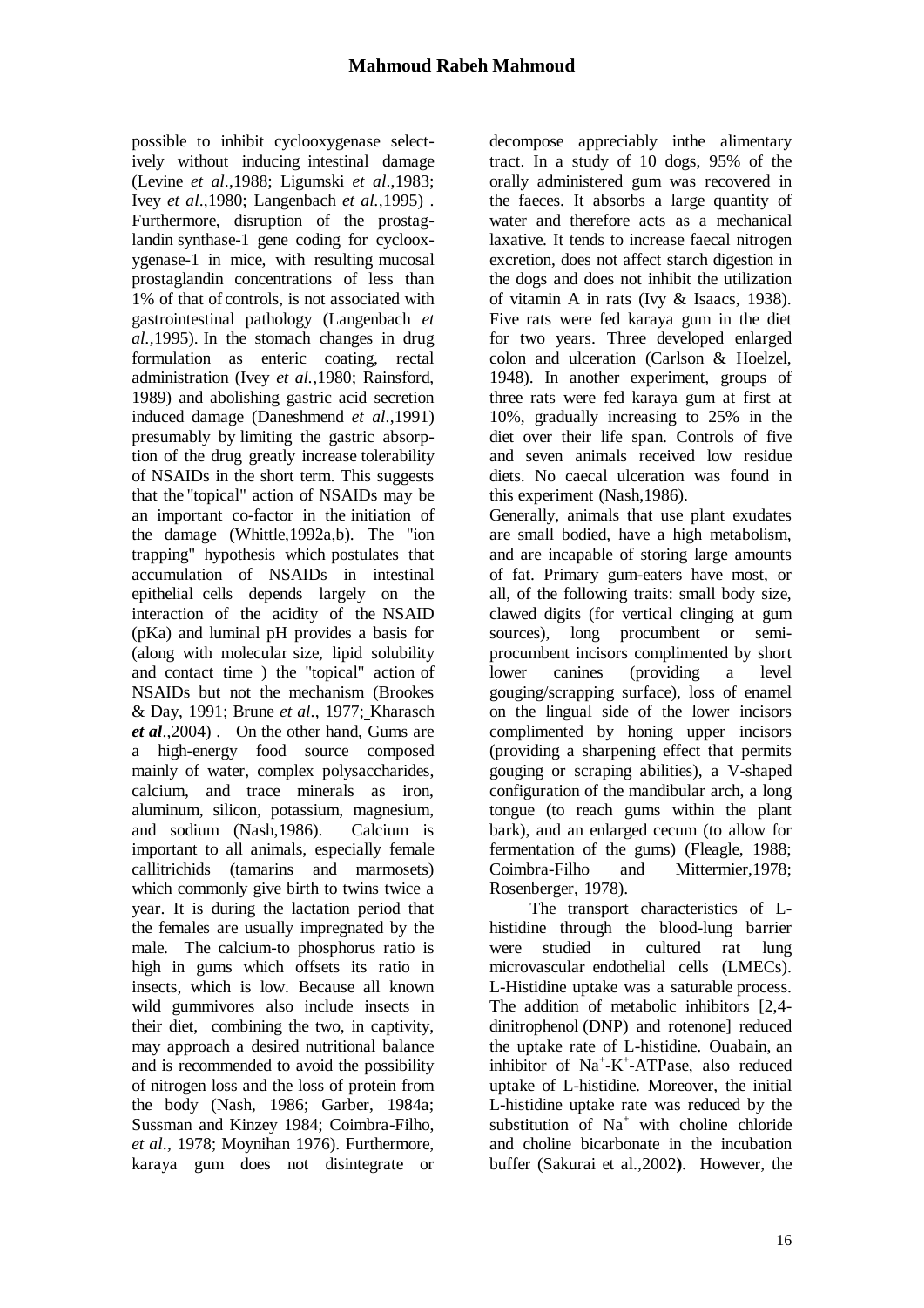possible to inhibit cyclooxygenase selectively without inducing intestinal damage (Levine *et al*.,1988; Ligumski *et al*.,1983; Ivey *et al*.,1980; Langenbach *et al.*,1995) . Furthermore, disruption of the prostaglandin synthase-1 gene coding for cyclooxygenase-1 in mice, with resulting mucosal prostaglandin concentrations of less than 1% of that of controls, is not associated with gastrointestinal pathology (Langenbach *et al*.,1995). In the stomach changes in drug formulation as enteric coating, rectal administration (Ivey *et al.*,1980; Rainsford, 1989) and abolishing gastric acid secretion induced damage (Daneshmend *et al*.,1991) presumably by limiting the gastric absorption of the drug greatly increase tolerability of NSAIDs in the short term. This suggests that the "topical" action of NSAIDs may be an important co-factor in the initiation of the damage (Whittle,1992a,b). The "ion trapping" hypothesis which postulates that accumulation of NSAIDs in intestinal epithelial cells depends largely on the interaction of the acidity of the NSAID (pKa) and luminal pH provides a basis for (along with molecular size, lipid solubility and contact time ) the "topical" action of NSAIDs but not the mechanism (Brookes & Day, 1991; Brune *et al*., 1977; Kharasch ***et al***.,2004) . On the other hand, Gums are a high-energy food source composed mainly of water, complex polysaccharides, calcium, and trace minerals as iron, aluminum, silicon, potassium, magnesium, and sodium (Nash,1986). Calcium is important to all animals, especially female callitrichids (tamarins and marmosets) which commonly give birth to twins twice a year. It is during the lactation period that the females are usually impregnated by the male. The calcium-to phosphorus ratio is high in gums which offsets its ratio in insects, which is low. Because all known wild gummivores also include insects in their diet, combining the two, in captivity, may approach a desired nutritional balance and is recommended to avoid the possibility of nitrogen loss and the loss of protein from the body (Nash, 1986; Garber, 1984a; Sussman and Kinzey 1984; Coimbra-Filho, *et al*., 1978; Moynihan 1976). Furthermore, karaya gum does not disintegrate or decompose appreciably inthe alimentary tract. In a study of 10 dogs, 95% of the orally administered gum was recovered in the faeces. It absorbs a large quantity of water and therefore acts as a mechanical laxative. It tends to increase faecal nitrogen excretion, does not affect starch digestion in the dogs and does not inhibit the utilization of vitamin A in rats (Ivy & Isaacs, 1938). Five rats were fed karaya gum in the diet for two years. Three developed enlarged colon and ulceration (Carlson & Hoelzel, 1948). In another experiment, groups of three rats were fed karaya gum at first at 10%, gradually increasing to 25% in the diet over their life span. Controls of five and seven animals received low residue diets. No caecal ulceration was found in this experiment (Nash,1986).

Generally, animals that use plant exudates are small bodied, have a high metabolism, and are incapable of storing large amounts of fat. Primary gum-eaters have most, or all, of the following traits: small body size, clawed digits (for vertical clinging at gum sources), long procumbent or semi-procumbent incisors complimented by short lower canines (providing a level gouging/scrapping surface), loss of enamel on the lingual side of the lower incisors complimented by honing upper incisors (providing a sharpening effect that permits gouging or scraping abilities), a V-shaped configuration of the mandibular arch, a long tongue (to reach gums within the plant bark), and an enlarged cecum (to allow for fermentation of the gums) (Fleagle, 1988; Coimbra-Filho and Mittermier,1978; Rosenberger, 1978).

The transport characteristics of L-histidine through the blood-lung barrier were studied in cultured rat lung microvascular endothelial cells (LMECs). L-Histidine uptake was a saturable process. The addition of metabolic inhibitors [2,4-dinitrophenol (DNP) and rotenone] reduced the uptake rate of L-histidine. Ouabain, an inhibitor of $Na^+$-$K^+$-ATPase, also reduced uptake of L-histidine. Moreover, the initial L-histidine uptake rate was reduced by the substitution of $Na^+$ with choline chloride and choline bicarbonate in the incubation buffer (Sakurai et al.,2002**)**. However, the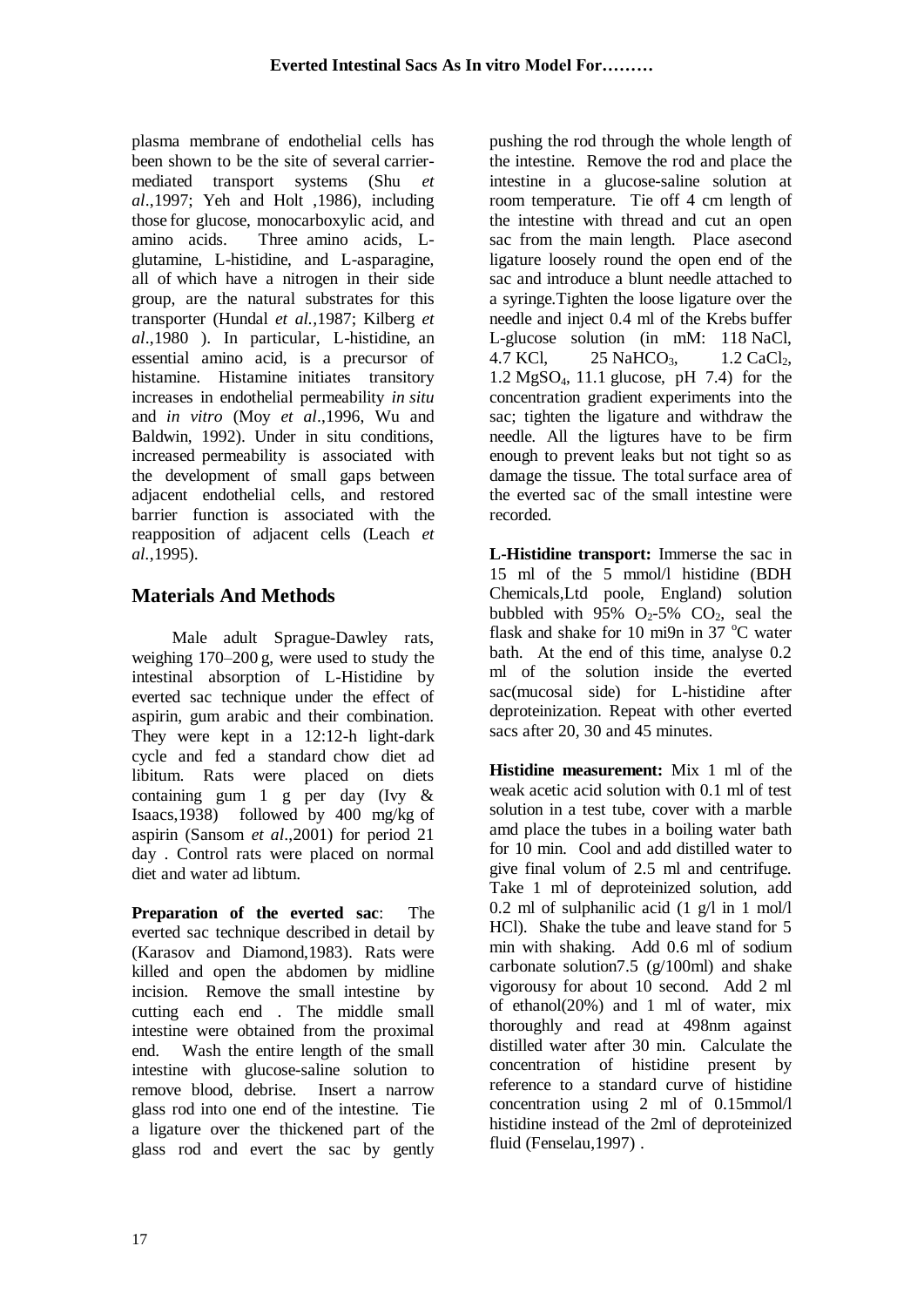plasma membrane of endothelial cells has been shown to be the site of several carrier-mediated transport systems (Shu *et al*.,1997; Yeh and Holt ,1986), including those for glucose, monocarboxylic acid, and amino acids. Three amino acids, L-glutamine, L-histidine, and L-asparagine, all of which have a nitrogen in their side group, are the natural substrates for this transporter (Hundal *et al.*,1987; Kilberg *et al*.,1980 ). In particular, L-histidine, an essential amino acid, is a precursor of histamine. Histamine initiates transitory increases in endothelial permeability *in situ* and *in vitro* (Moy *et al*.,1996, Wu and Baldwin, 1992). Under in situ conditions, increased permeability is associated with the development of small gaps between adjacent endothelial cells, and restored barrier function is associated with the reapposition of adjacent cells (Leach *et al.*,1995).

## Materials And Methods

Male adult Sprague-Dawley rats, weighing 170–200 g, were used to study the intestinal absorption of L-Histidine by everted sac technique under the effect of aspirin, gum arabic and their combination. They were kept in a 12:12-h light-dark cycle and fed a standard chow diet ad libitum. Rats were placed on diets containing gum 1 g per day (Ivy & Isaacs,1938) followed by 400 mg/kg of aspirin (Sansom *et al*.,2001) for period 21 day . Control rats were placed on normal diet and water ad libtum.

**Preparation of the everted sac**: The everted sac technique described in detail by (Karasov and Diamond,1983). Rats were killed and open the abdomen by midline incision. Remove the small intestine by cutting each end . The middle small intestine were obtained from the proximal end. Wash the entire length of the small intestine with glucose-saline solution to remove blood, debrise. Insert a narrow glass rod into one end of the intestine. Tie a ligature over the thickened part of the glass rod and evert the sac by gently pushing the rod through the whole length of the intestine. Remove the rod and place the intestine in a glucose-saline solution at room temperature. Tie off 4 cm length of the intestine with thread and cut an open sac from the main length. Place asecond ligature loosely round the open end of the sac and introduce a blunt needle attached to a syringe.Tighten the loose ligature over the needle and inject 0.4 ml of the Krebs buffer L-glucose solution (in mM: 118 NaCl, 4.7 KCl, 25 $NaHCO_3$, 1.2 $CaCl_2$, 1.2 $MgSO_4$, 11.1 glucose, pH 7.4) for the concentration gradient experiments into the sac; tighten the ligature and withdraw the needle. All the ligtures have to be firm enough to prevent leaks but not tight so as damage the tissue. The total surface area of the everted sac of the small intestine were recorded.

**L-Histidine transport:** Immerse the sac in 15 ml of the 5 mmol/l histidine (BDH Chemicals,Ltd poole, England) solution bubbled with 95% $O_2$-5% $CO_2$, seal the flask and shake for 10 mi9n in 37 $^{o}$C water bath. At the end of this time, analyse 0.2 ml of the solution inside the everted sac(mucosal side) for L-histidine after deproteinization. Repeat with other everted sacs after 20, 30 and 45 minutes.

**Histidine measurement:** Mix 1 ml of the weak acetic acid solution with 0.1 ml of test solution in a test tube, cover with a marble amd place the tubes in a boiling water bath for 10 min. Cool and add distilled water to give final volum of 2.5 ml and centrifuge. Take 1 ml of deproteinized solution, add 0.2 ml of sulphanilic acid (1 g/l in 1 mol/l HCl). Shake the tube and leave stand for 5 min with shaking. Add 0.6 ml of sodium carbonate solution7.5 (g/100ml) and shake vigorousy for about 10 second. Add 2 ml of ethanol(20%) and 1 ml of water, mix thoroughly and read at 498nm against distilled water after 30 min. Calculate the concentration of histidine present by reference to a standard curve of histidine concentration using 2 ml of 0.15mmol/l histidine instead of the 2ml of deproteinized fluid (Fenselau,1997) .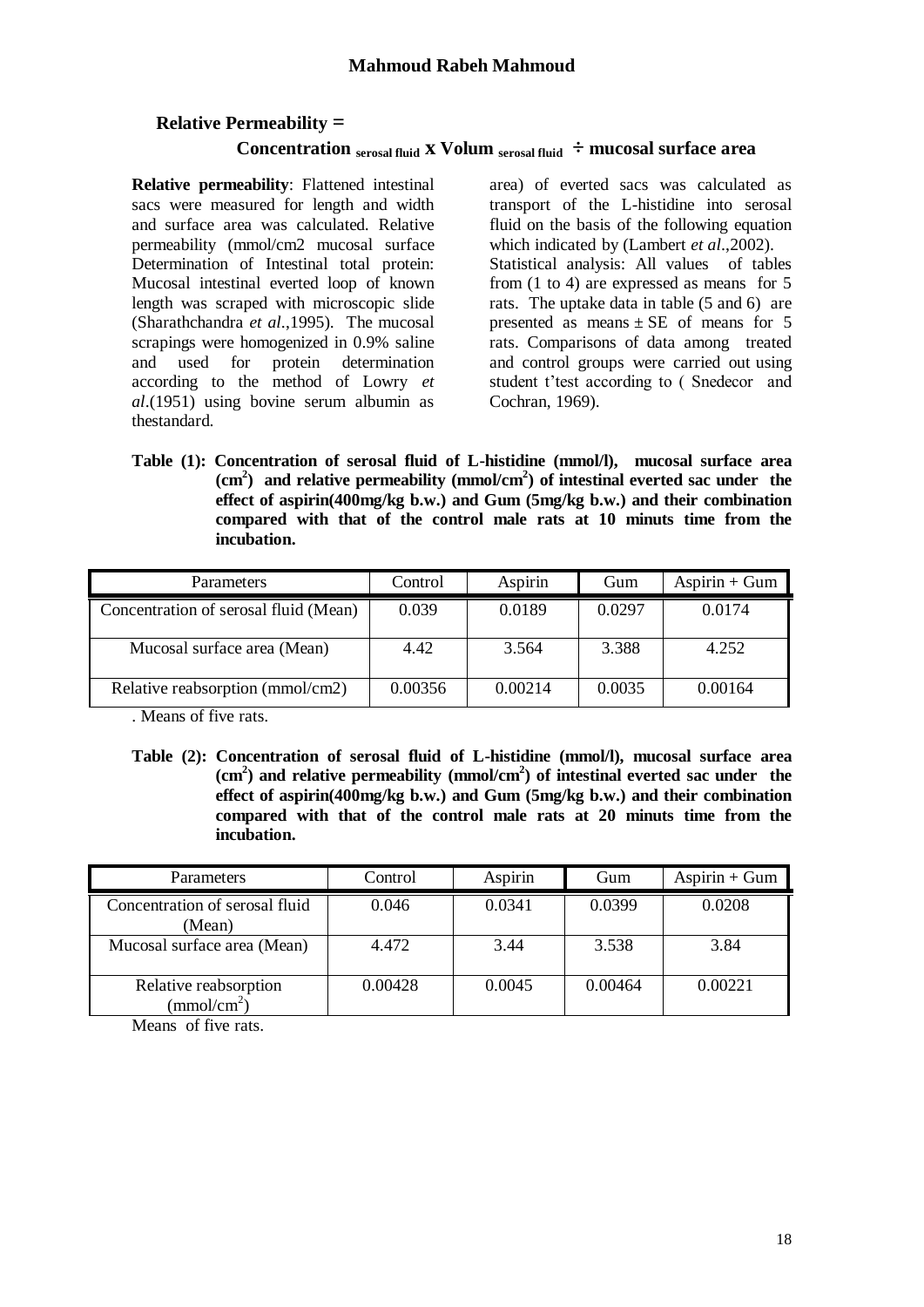**Relative Permeability =**

$$\text{Concentration}_{\text{serosal fluid}} \times \text{Volum}_{\text{serosal fluid}} \div \text{mucosal surface area}$$

**Relative permeability**: Flattened intestinal sacs were measured for length and width and surface area was calculated. Relative permeability (mmol/cm2 mucosal surface Determination of Intestinal total protein: Mucosal intestinal everted loop of known length was scraped with microscopic slide (Sharathchandra *et al*.,1995). The mucosal scrapings were homogenized in 0.9% saline and used for protein determination according to the method of Lowry *et al*.(1951) using bovine serum albumin as thestandard.

area) of everted sacs was calculated as transport of the L-histidine into serosal fluid on the basis of the following equation which indicated by (Lambert *et al*.,2002).

Statistical analysis: All values of tables from (1 to 4) are expressed as means for 5 rats. The uptake data in table (5 and 6) are presented as means ± SE of means for 5 rats. Comparisons of data among treated and control groups were carried out using student t'test according to ( Snedecor and Cochran, 1969).

**Table (1): Concentration of serosal fluid of L-histidine (mmol/l), mucosal surface area ($cm^2$) and relative permeability (mmol/$cm^2$) of intestinal everted sac under the effect of aspirin(400mg/kg b.w.) and Gum (5mg/kg b.w.) and their combination compared with that of the control male rats at 10 minuts time from the incubation.**

| Parameters | Control | Aspirin | Gum | Aspirin + Gum |
|---|---|---|---|---|
| Concentration of serosal fluid (Mean) | 0.039 | 0.0189 | 0.0297 | 0.0174 |
| Mucosal surface area (Mean) | 4.42 | 3.564 | 3.388 | 4.252 |
| Relative reabsorption (mmol/cm2) | 0.00356 | 0.00214 | 0.0035 | 0.00164 |

. Means of five rats.

**Table (2): Concentration of serosal fluid of L-histidine (mmol/l), mucosal surface area ($cm^2$) and relative permeability (mmol/$cm^2$) of intestinal everted sac under the effect of aspirin(400mg/kg b.w.) and Gum (5mg/kg b.w.) and their combination compared with that of the control male rats at 20 minuts time from the incubation.**

| Parameters | Control | Aspirin | Gum | Aspirin + Gum |
|---|---|---|---|---|
| Concentration of serosal fluid (Mean) | 0.046 | 0.0341 | 0.0399 | 0.0208 |
| Mucosal surface area (Mean) | 4.472 | 3.44 | 3.538 | 3.84 |
| Relative reabsorption (mmol/$cm^2$) | 0.00428 | 0.0045 | 0.00464 | 0.00221 |

Means of five rats.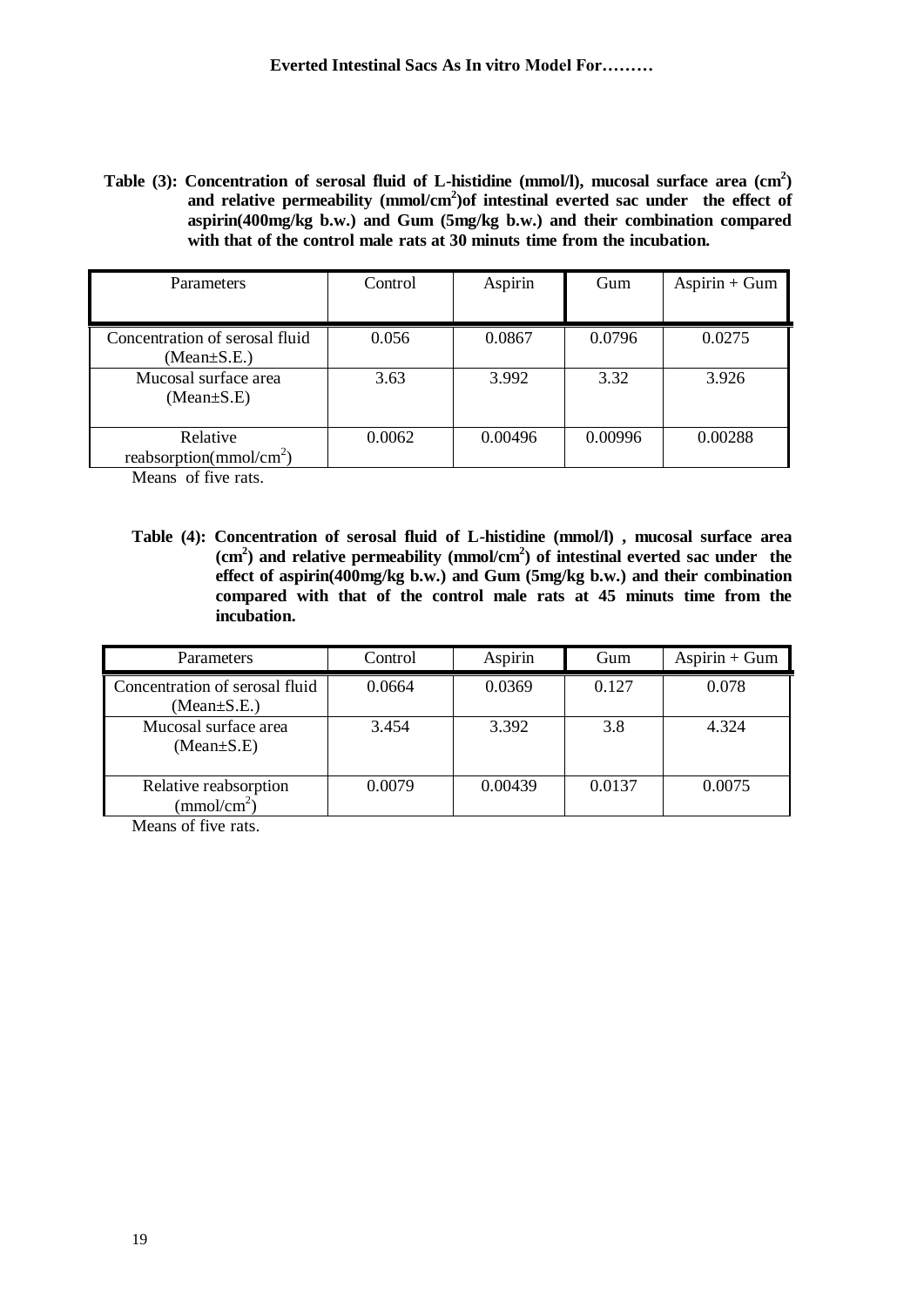**Table (3): Concentration of serosal fluid of L-histidine (mmol/l), mucosal surface area ($cm^2$) and relative permeability ($mmol/cm^2$)of intestinal everted sac under the effect of aspirin(400mg/kg b.w.) and Gum (5mg/kg b.w.) and their combination compared with that of the control male rats at 30 minuts time from the incubation.**

| Parameters | Control | Aspirin | Gum | Aspirin + Gum |
|---|---|---|---|---|
| Concentration of serosal fluid (Mean±S.E.) | 0.056 | 0.0867 | 0.0796 | 0.0275 |
| Mucosal surface area (Mean±S.E) | 3.63 | 3.992 | 3.32 | 3.926 |
| Relative reabsorption($mmol/cm^2$) | 0.0062 | 0.00496 | 0.00996 | 0.00288 |

Means of five rats.

**Table (4): Concentration of serosal fluid of L-histidine (mmol/l) , mucosal surface area ($cm^2$) and relative permeability ($mmol/cm^2$) of intestinal everted sac under the effect of aspirin(400mg/kg b.w.) and Gum (5mg/kg b.w.) and their combination compared with that of the control male rats at 45 minuts time from the incubation.**

| Parameters | Control | Aspirin | Gum | Aspirin + Gum |
|---|---|---|---|---|
| Concentration of serosal fluid (Mean±S.E.) | 0.0664 | 0.0369 | 0.127 | 0.078 |
| Mucosal surface area (Mean±S.E) | 3.454 | 3.392 | 3.8 | 4.324 |
| Relative reabsorption ($mmol/cm^2$) | 0.0079 | 0.00439 | 0.0137 | 0.0075 |

Means of five rats.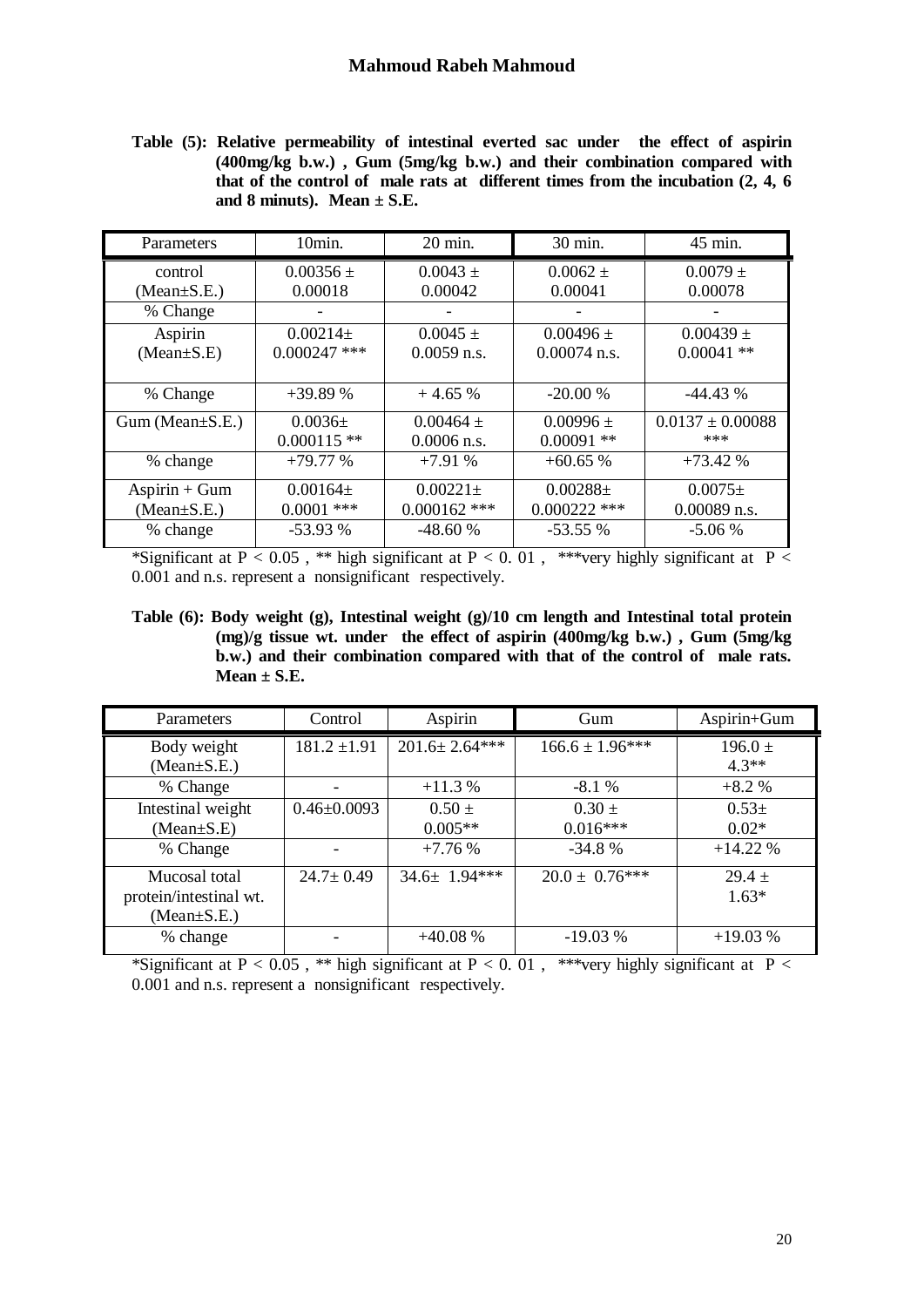**Table (5): Relative permeability of intestinal everted sac under the effect of aspirin (400mg/kg b.w.) , Gum (5mg/kg b.w.) and their combination compared with that of the control of male rats at different times from the incubation (2, 4, 6 and 8 minuts). Mean ± S.E.**

| Parameters | 10min. | 20 min. | 30 min. | 45 min. |
|---|---|---|---|---|
| control (Mean±S.E.) | 0.00356 ± 0.00018 | 0.0043 ± 0.00042 | 0.0062 ± 0.00041 | 0.0079 ± 0.00078 |
| % Change | - | - | - | - |
| Aspirin (Mean±S.E) | 0.00214± 0.000247 *** | 0.0045 ± 0.0059 n.s. | 0.00496 ± 0.00074 n.s. | 0.00439 ± 0.00041 ** |
| % Change | +39.89 % | + 4.65 % | -20.00 % | -44.43 % |
| Gum (Mean±S.E.) | 0.0036± 0.000115 ** | 0.00464 ± 0.0006 n.s. | 0.00996 ± 0.00091 ** | 0.0137 ± 0.00088 *** |
| % change | +79.77 % | +7.91 % | +60.65 % | +73.42 % |
| Aspirin + Gum (Mean±S.E.) | 0.00164± 0.0001 *** | 0.00221± 0.000162 *** | 0.00288± 0.000222 *** | 0.0075± 0.00089 n.s. |
| % change | -53.93 % | -48.60 % | -53.55 % | -5.06 % |

*Significant at $P < 0.05$ , ** high significant at $P < 0.01$ , ***very highly significant at $P < 0.001$ and n.s. represent a nonsignificant respectively.

**Table (6): Body weight (g), Intestinal weight (g)/10 cm length and Intestinal total protein (mg)/g tissue wt. under the effect of aspirin (400mg/kg b.w.) , Gum (5mg/kg b.w.) and their combination compared with that of the control of male rats. Mean ± S.E.**

| Parameters | Control | Aspirin | Gum | Aspirin+Gum |
|---|---|---|---|---|
| Body weight (Mean±S.E.) | 181.2 ±1.91 | 201.6± 2.64*** | 166.6 ± 1.96*** | 196.0 ± 4.3** |
| % Change | - | +11.3 % | -8.1 % | +8.2 % |
| Intestinal weight (Mean±S.E) | 0.46±0.0093 | 0.50 ± 0.005** | 0.30 ± 0.016*** | 0.53± 0.02* |
| % Change | - | +7.76 % | -34.8 % | +14.22 % |
| Mucosal total protein/intestinal wt. (Mean±S.E.) | 24.7± 0.49 | 34.6± 1.94*** | 20.0 ± 0.76*** | 29.4 ± 1.63* |
| % change | - | +40.08 % | -19.03 % | +19.03 % |

*Significant at $P < 0.05$ , ** high significant at $P < 0.01$ , ***very highly significant at $P < 0.001$ and n.s. represent a nonsignificant respectively.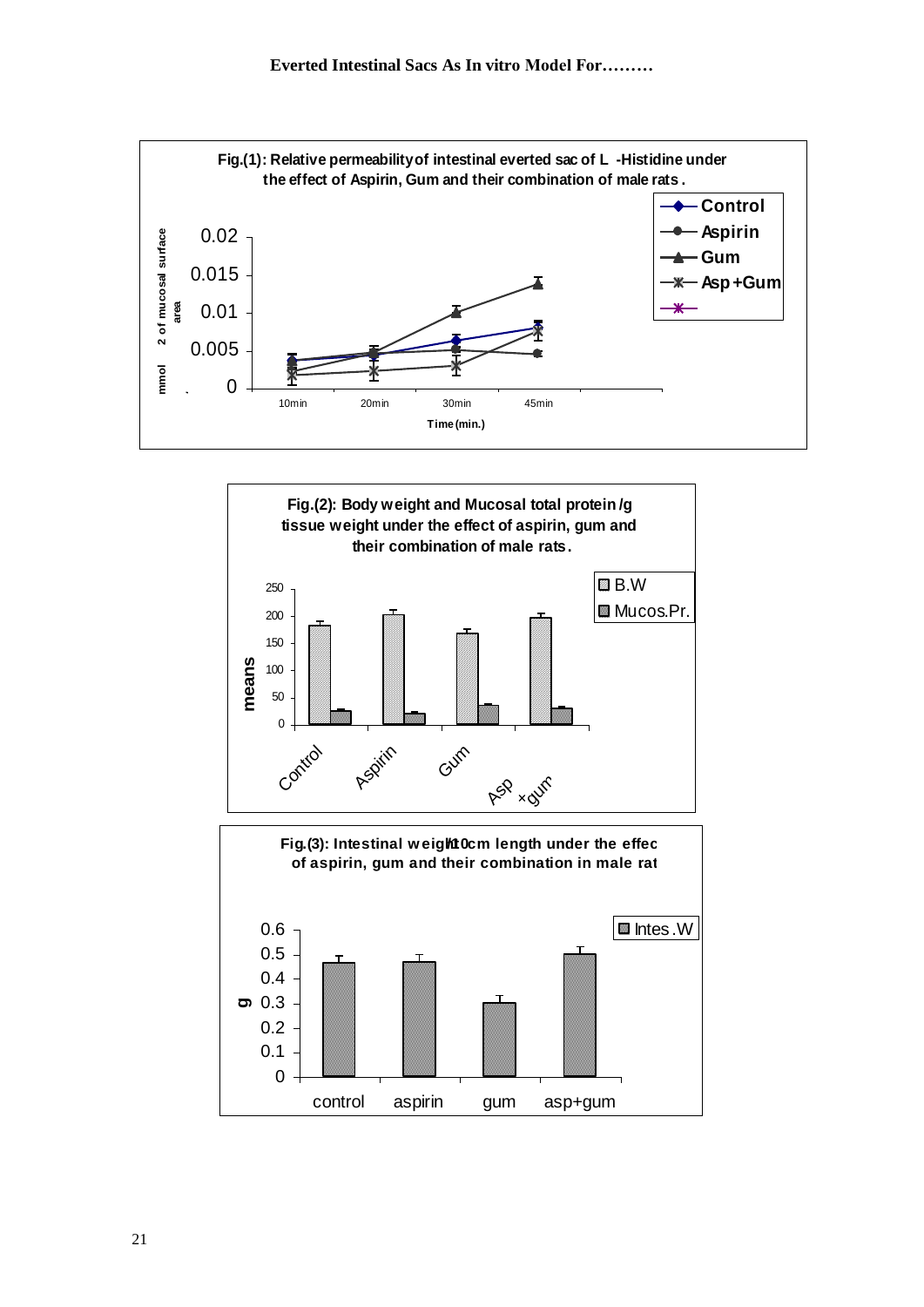**Fig.(1): Relative permeability of intestinal everted sac of L -Histidine under the effect of Aspirin, Gum and their combination of male rats.**

**Fig.(2): Body weight and Mucosal total protein /g tissue weight under the effect of aspirin, gum and their combination of male rats.**

**Fig.(3): Intestinal weight/10cm length under the effect of aspirin, gum and their combination in male rat**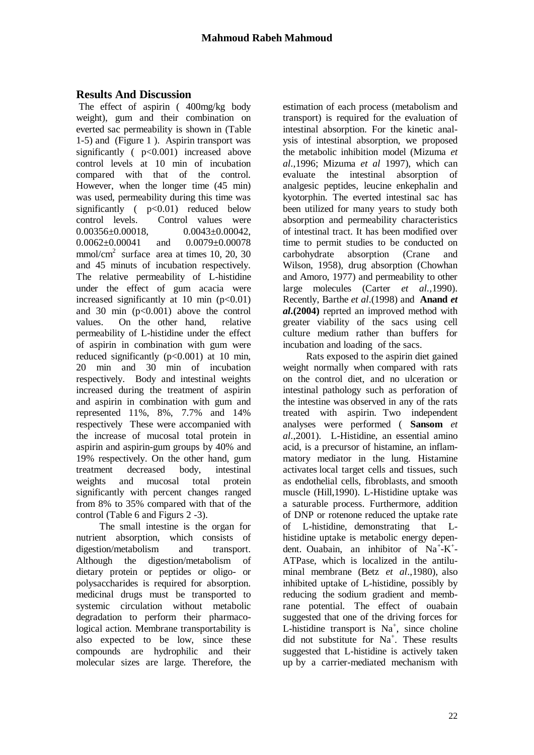## Results And Discussion

The effect of aspirin ( 400mg/kg body weight), gum and their combination on everted sac permeability is shown in (Table 1-5) and (Figure 1 ). Aspirin transport was significantly ( $p<0.001$) increased above control levels at 10 min of incubation compared with that of the control. However, when the longer time (45 min) was used, permeability during this time was significantly ( $p<0.01$) reduced below control levels. Control values were 0.00356±0.00018, 0.0043±0.00042, 0.0062±0.00041 and 0.0079±0.00078 mmol/cm$^2$ surface area at times 10, 20, 30 and 45 minuts of incubation respectively. The relative permeability of L-histidine under the effect of gum acacia were increased significantly at 10 min ($p<0.01$) and 30 min ($p<0.001$) above the control values. On the other hand, relative permeability of L-histidine under the effect of aspirin in combination with gum were reduced significantly ($p<0.001$) at 10 min, 20 min and 30 min of incubation respectively. Body and intestinal weights increased during the treatment of aspirin and aspirin in combination with gum and represented 11%, 8%, 7.7% and 14% respectively These were accompanied with the increase of mucosal total protein in aspirin and aspirin-gum groups by 40% and 19% respectively. On the other hand, gum treatment decreased body, intestinal weights and mucosal total protein significantly with percent changes ranged from 8% to 35% compared with that of the control (Table 6 and Figurs 2 -3).

The small intestine is the organ for nutrient absorption, which consists of digestion/metabolism and transport. Although the digestion/metabolism of dietary protein or peptides or oligo- or polysaccharides is required for absorption. medicinal drugs must be transported to systemic circulation without metabolic degradation to perform their pharmacological action. Membrane transportability is also expected to be low, since these compounds are hydrophilic and their molecular sizes are large. Therefore, the estimation of each process (metabolism and transport) is required for the evaluation of intestinal absorption. For the kinetic analysis of intestinal absorption, we proposed the metabolic inhibition model (Mizuma *et al*.,1996; Mizuma *et al* 1997), which can evaluate the intestinal absorption of analgesic peptides, leucine enkephalin and kyotorphin. The everted intestinal sac has been utilized for many years to study both absorption and permeability characteristics of intestinal tract. It has been modified over time to permit studies to be conducted on carbohydrate absorption (Crane and Wilson, 1958), drug absorption (Chowhan and Amoro, 1977) and permeability to other large molecules (Carter *et al.*,1990). Recently, Barthe *et al*.(1998) and **Anand *et al*.(2004)** reprted an improved method with greater viability of the sacs using cell culture medium rather than buffers for incubation and loading of the sacs.

Rats exposed to the aspirin diet gained weight normally when compared with rats on the control diet, and no ulceration or intestinal pathology such as perforation of the intestine was observed in any of the rats treated with aspirin. Two independent analyses were performed ( **Sansom** *et al*.,2001). L-Histidine, an essential amino acid, is a precursor of histamine, an inflammatory mediator in the lung. Histamine activates local target cells and tissues, such as endothelial cells, fibroblasts, and smooth muscle (Hill,1990). L-Histidine uptake was a saturable process. Furthermore, addition of DNP or rotenone reduced the uptake rate of L-histidine, demonstrating that L-histidine uptake is metabolic energy dependent. Ouabain, an inhibitor of $Na^+$-$K^+$-ATPase, which is localized in the antiluminal membrane (Betz *et al*.,1980), also inhibited uptake of L-histidine, possibly by reducing the sodium gradient and membrane potential. The effect of ouabain suggested that one of the driving forces for L-histidine transport is $Na^+$, since choline did not substitute for $Na^+$. These results suggested that L-histidine is actively taken up by a carrier-mediated mechanism with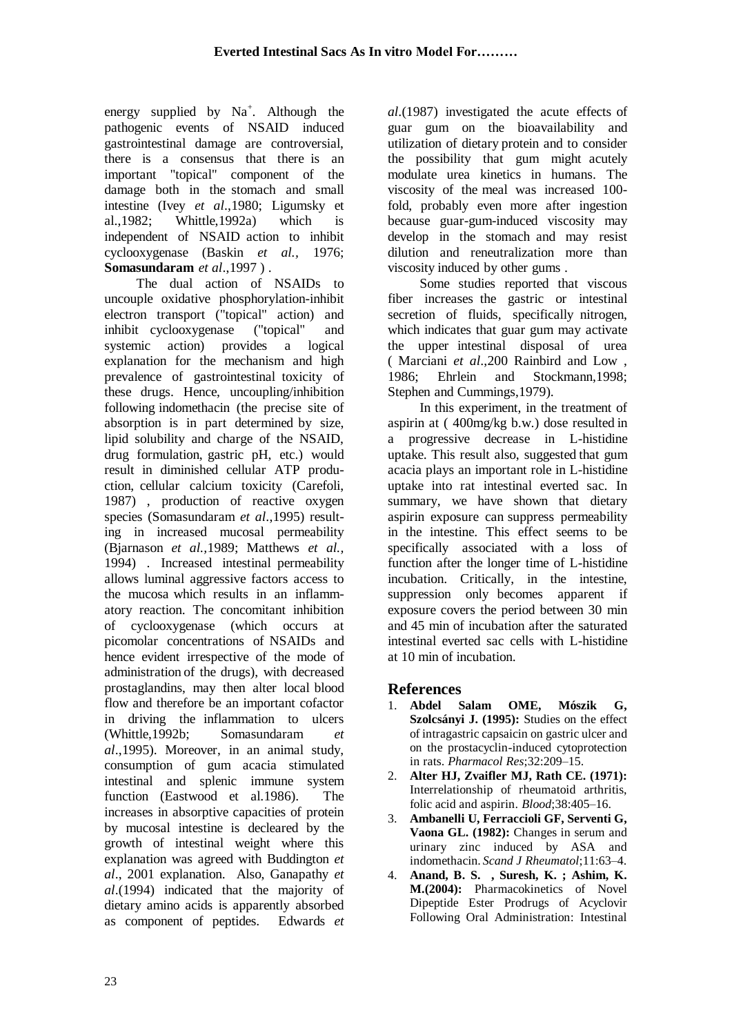energy supplied by $Na^+$. Although the pathogenic events of NSAID induced gastrointestinal damage are controversial, there is a consensus that there is an important "topical" component of the damage both in the stomach and small intestine (Ivey *et al*.,1980; Ligumsky et al.,1982; Whittle,1992a) which is independent of NSAID action to inhibit cyclooxygenase (Baskin *et al.,* 1976; **Somasundaram** *et al*.,1997 ) .

The dual action of NSAIDs to uncouple oxidative phosphorylation-inhibit electron transport ("topical" action) and inhibit cyclooxygenase ("topical" and systemic action) provides a logical explanation for the mechanism and high prevalence of gastrointestinal toxicity of these drugs. Hence, uncoupling/inhibition following indomethacin (the precise site of absorption is in part determined by size, lipid solubility and charge of the NSAID, drug formulation, gastric pH, etc.) would result in diminished cellular ATP production, cellular calcium toxicity (Carefoli, 1987) , production of reactive oxygen species (Somasundaram *et al*.,1995) resulting in increased mucosal permeability (Bjarnason *et al.,*1989; Matthews *et al.,* 1994) . Increased intestinal permeability allows luminal aggressive factors access to the mucosa which results in an inflammatory reaction. The concomitant inhibition of cyclooxygenase (which occurs at picomolar concentrations of NSAIDs and hence evident irrespective of the mode of administration of the drugs), with decreased prostaglandins, may then alter local blood flow and therefore be an important cofactor in driving the inflammation to ulcers (Whittle,1992b; Somasundaram *et al*.,1995). Moreover, in an animal study, consumption of gum acacia stimulated intestinal and splenic immune system function (Eastwood et al.1986). The increases in absorptive capacities of protein by mucosal intestine is decleared by the growth of intestinal weight where this explanation was agreed with Buddington *et al*., 2001 explanation. Also, Ganapathy *et al*.(1994) indicated that the majority of dietary amino acids is apparently absorbed as component of peptides. Edwards *et al*.(1987) investigated the acute effects of guar gum on the bioavailability and utilization of dietary protein and to consider the possibility that gum might acutely modulate urea kinetics in humans. The viscosity of the meal was increased 100-fold, probably even more after ingestion because guar-gum-induced viscosity may develop in the stomach and may resist dilution and reneutralization more than viscosity induced by other gums .

Some studies reported that viscous fiber increases the gastric or intestinal secretion of fluids, specifically nitrogen, which indicates that guar gum may activate the upper intestinal disposal of urea ( Marciani *et al*.,200 Rainbird and Low , 1986; Ehrlein and Stockmann,1998; Stephen and Cummings,1979).

In this experiment, in the treatment of aspirin at ( 400mg/kg b.w.) dose resulted in a progressive decrease in L-histidine uptake. This result also, suggested that gum acacia plays an important role in L-histidine uptake into rat intestinal everted sac. In summary, we have shown that dietary aspirin exposure can suppress permeability in the intestine. This effect seems to be specifically associated with a loss of function after the longer time of L-histidine incubation. Critically, in the intestine, suppression only becomes apparent if exposure covers the period between 30 min and 45 min of incubation after the saturated intestinal everted sac cells with L-histidine at 10 min of incubation.

## References

1. **Abdel Salam OME, Mószik G, Szolcsányi J. (1995):** Studies on the effect of intragastric capsaicin on gastric ulcer and on the prostacyclin-induced cytoprotection in rats. *Pharmacol Res*;32:209–15.
2. **Alter HJ, Zvaifler MJ, Rath CE. (1971):** Interrelationship of rheumatoid arthritis, folic acid and aspirin. *Blood*;38:405–16.
3. **Ambanelli U, Ferraccioli GF, Serventi G, Vaona GL. (1982):** Changes in serum and urinary zinc induced by ASA and indomethacin. *Scand J Rheumatol*;11:63–4.
4. **Anand, B. S. , Suresh, K. ; Ashim, K. M.(2004):** Pharmacokinetics of Novel Dipeptide Ester Prodrugs of Acyclovir Following Oral Administration: Intestinal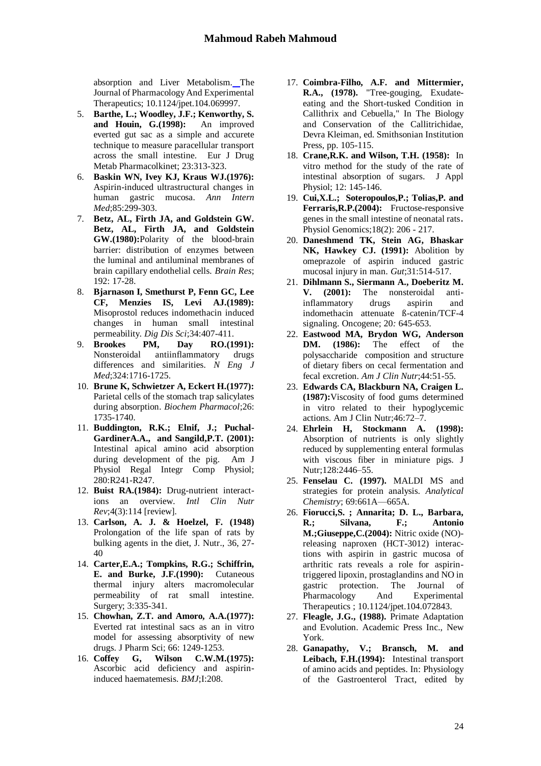absorption and Liver Metabolism. The Journal of Pharmacology And Experimental Therapeutics; 10.1124/jpet.104.069997.

5. **Barthe, L.; Woodley, J.F.; Kenworthy, S. and Houin, G.(1998):** An improved everted gut sac as a simple and accurete technique to measure paracellular transport across the small intestine. Eur J Drug Metab Pharmacolkinet; 23:313-323.
6. **Baskin WN, Ivey KJ, Kraus WJ.(1976):** Aspirin-induced ultrastructural changes in human gastric mucosa. *Ann Intern Med*;85:299-303.
7. **Betz, AL, Firth JA, and Goldstein GW. Betz, AL, Firth JA, and Goldstein GW.(1980):** Polarity of the blood-brain barrier: distribution of enzymes between the luminal and antiluminal membranes of brain capillary endothelial cells. *Brain Res*; 192: 17-28.
8. **Bjarnason I, Smethurst P, Fenn GC, Lee CF, Menzies IS, Levi AJ.(1989):** Misoprostol reduces indomethacin induced changes in human small intestinal permeability. *Dig Dis Sci*;34:407-411.
9. **Brookes PM, Day RO.(1991):** Nonsteroidal antiinflammatory drugs differences and similarities. *N Eng J Med*;324:1716-1725.
10. **Brune K, Schwietzer A, Eckert H.(1977):** Parietal cells of the stomach trap salicylates during absorption. *Biochem Pharmacol*;26: 1735-1740.
11. **Buddington, R.K.; Elnif, J.; Puchal-GardinerA.A., and Sangild,P.T. (2001):** Intestinal apical amino acid absorption during development of the pig. Am J Physiol Regal Integr Comp Physiol; 280:R241-R247.
12. **Buist RA.(1984):** Drug-nutrient interactions an overview. *Intl Clin Nutr Rev*;4(3):114 [review].
13. **Carlson, A. J. & Hoelzel, F. (1948)** Prolongation of the life span of rats by bulking agents in the diet, J. Nutr., 36, 27-40
14. **Carter,E.A.; Tompkins, R.G.; Schiffrin, E. and Burke, J.F.(1990):** Cutaneous thermal injury alters macromolecular permeability of rat small intestine. Surgery; 3:335-341.
15. **Chowhan, Z.T. and Amoro, A.A.(1977):** Everted rat intestinal sacs as an in vitro model for assessing absorptivity of new drugs. J Pharm Sci; 66: 1249-1253.
16. **Coffey G, Wilson C.W.M.(1975):** Ascorbic acid deficiency and aspirin-induced haematemesis. *BMJ*;I:208.
17. **Coimbra-Filho, A.F. and Mittermier, R.A., (1978).** "Tree-gouging, Exudate-eating and the Short-tusked Condition in Callithrix and Cebuella," In The Biology and Conservation of the Callitrichidae, Devra Kleiman, ed. Smithsonian Institution Press, pp. 105-115.
18. **Crane,R.K. and Wilson, T.H. (1958):** In vitro method for the study of the rate of intestinal absorption of sugars. J Appl Physiol; 12: 145-146.
19. **Cui,X.L.; Soteropoulos,P.; Tolias,P. and Ferraris,R.P.(2004):** Fructose-responsive genes in the small intestine of neonatal rats. Physiol Genomics;18(2): 206 - 217.
20. **Daneshmend TK, Stein AG, Bhaskar NK, Hawkey CJ. (1991):** Abolition by omeprazole of aspirin induced gastric mucosal injury in man. *Gut*;31:514-517.
21. **Dihlmann S., Siermann A., Doeberitz M. V. (2001):** The nonsteroidal anti-inflammatory drugs aspirin and indomethacin attenuate ß-catenin/TCF-4 signaling. Oncogene; 20: 645-653.
22. **Eastwood MA, Brydon WG, Anderson DM. (1986):** The effect of the polysaccharide composition and structure of dietary fibers on cecal fermentation and fecal excretion. *Am J Clin Nutr*;44:51-55.
23. **Edwards CA, Blackburn NA, Craigen L. (1987):** Viscosity of food gums determined in vitro related to their hypoglycemic actions. Am J Clin Nutr;46:72–7.
24. **Ehrlein H, Stockmann A. (1998):** Absorption of nutrients is only slightly reduced by supplementing enteral formulas with viscous fiber in miniature pigs. J Nutr;128:2446–55.
25. **Fenselau C. (1997).** MALDI MS and strategies for protein analysis. *Analytical Chemistry*; 69:661A—665A.
26. **Fiorucci,S. ; Annarita; D. L., Barbara, R.; Silvana, F.; Antonio M.;Giuseppe,C.(2004):** Nitric oxide (NO)-releasing naproxen (HCT-3012) interactions with aspirin in gastric mucosa of arthritic rats reveals a role for aspirin-triggered lipoxin, prostaglandins and NO in gastric protection. The Journal of Pharmacology And Experimental Therapeutics ; 10.1124/jpet.104.072843.
27. **Fleagle, J.G., (1988).** Primate Adaptation and Evolution. Academic Press Inc., New York.
28. **Ganapathy, V.; Bransch, M. and Leibach, F.H.(1994):** Intestinal transport of amino acids and peptides. In: Physiology of the Gastroenterol Tract, edited by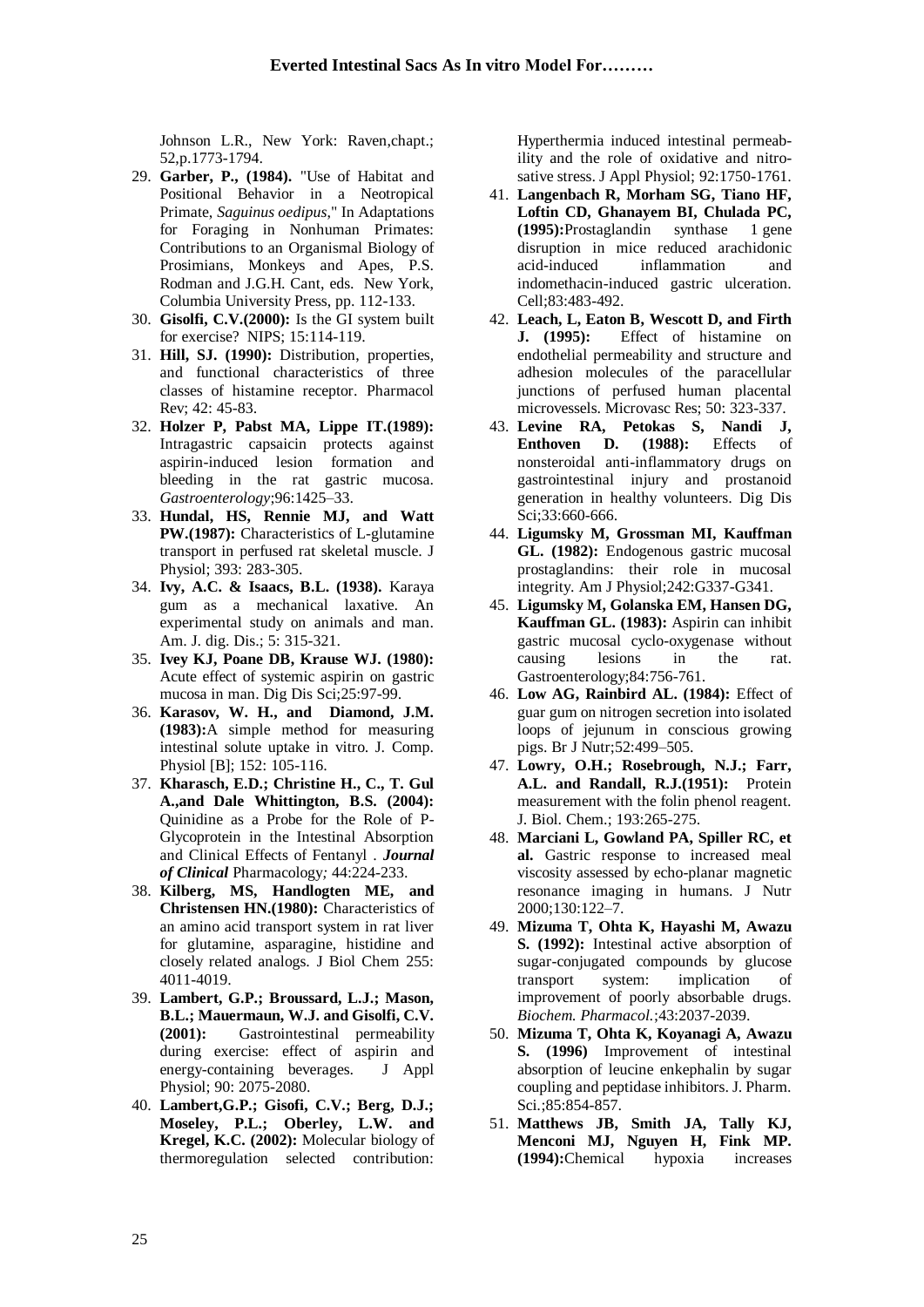Johnson L.R., New York: Raven,chapt.; 52,p.1773-1794.

29. **Garber, P., (1984).** "Use of Habitat and Positional Behavior in a Neotropical Primate, *Saguinus oedipus*," In Adaptations for Foraging in Nonhuman Primates: Contributions to an Organismal Biology of Prosimians, Monkeys and Apes, P.S. Rodman and J.G.H. Cant, eds. New York, Columbia University Press, pp. 112-133.
30. **Gisolfi, C.V.(2000):** Is the GI system built for exercise? NIPS; 15:114-119.
31. **Hill, SJ. (1990):** Distribution, properties, and functional characteristics of three classes of histamine receptor. Pharmacol Rev; 42: 45-83.
32. **Holzer P, Pabst MA, Lippe IT.(1989):** Intragastric capsaicin protects against aspirin-induced lesion formation and bleeding in the rat gastric mucosa. *Gastroenterology*;96:1425–33.
33. **Hundal, HS, Rennie MJ, and Watt PW.(1987):** Characteristics of L-glutamine transport in perfused rat skeletal muscle. J Physiol; 393: 283-305.
34. **Ivy, A.C. & Isaacs, B.L. (1938).** Karaya gum as a mechanical laxative. An experimental study on animals and man. Am. J. dig. Dis.; 5: 315-321.
35. **Ivey KJ, Poane DB, Krause WJ. (1980):** Acute effect of systemic aspirin on gastric mucosa in man. Dig Dis Sci;25:97-99.
36. **Karasov, W. H., and Diamond, J.M. (1983):**A simple method for measuring intestinal solute uptake in vitro. J. Comp. Physiol [B]; 152: 105-116.
37. **Kharasch, E.D.; Christine H., C., T. Gul A.,and Dale Whittington, B.S. (2004):** Quinidine as a Probe for the Role of P-Glycoprotein in the Intestinal Absorption and Clinical Effects of Fentanyl . ***Journal of Clinical*** Pharmacology*;* 44:224-233.
38. **Kilberg, MS, Handlogten ME, and Christensen HN.(1980):** Characteristics of an amino acid transport system in rat liver for glutamine, asparagine, histidine and closely related analogs. J Biol Chem 255: 4011-4019.
39. **Lambert, G.P.; Broussard, L.J.; Mason, B.L.; Mauermaun, W.J. and Gisolfi, C.V. (2001):** Gastrointestinal permeability during exercise: effect of aspirin and energy-containing beverages. J Appl Physiol; 90: 2075-2080.
40. **Lambert,G.P.; Gisofi, C.V.; Berg, D.J.; Moseley, P.L.; Oberley, L.W. and Kregel, K.C. (2002):** Molecular biology of thermoregulation selected contribution: Hyperthermia induced intestinal permeability and the role of oxidative and nitrosative stress. J Appl Physiol; 92:1750-1761.
41. **Langenbach R, Morham SG, Tiano HF, Loftin CD, Ghanayem BI, Chulada PC, (1995):**Prostaglandin synthase 1 gene disruption in mice reduced arachidonic acid-induced inflammation and indomethacin-induced gastric ulceration. Cell;83:483-492.
42. **Leach, L, Eaton B, Wescott D, and Firth J. (1995):** Effect of histamine on endothelial permeability and structure and adhesion molecules of the paracellular junctions of perfused human placental microvessels. Microvasc Res; 50: 323-337.
43. **Levine RA, Petokas S, Nandi J, Enthoven D. (1988):** Effects of nonsteroidal anti-inflammatory drugs on gastrointestinal injury and prostanoid generation in healthy volunteers. Dig Dis Sci;33:660-666.
44. **Ligumsky M, Grossman MI, Kauffman GL. (1982):** Endogenous gastric mucosal prostaglandins: their role in mucosal integrity. Am J Physiol;242:G337-G341.
45. **Ligumsky M, Golanska EM, Hansen DG, Kauffman GL. (1983):** Aspirin can inhibit gastric mucosal cyclo-oxygenase without causing lesions in the rat. Gastroenterology;84:756-761.
46. **Low AG, Rainbird AL. (1984):** Effect of guar gum on nitrogen secretion into isolated loops of jejunum in conscious growing pigs. Br J Nutr;52:499–505.
47. **Lowry, O.H.; Rosebrough, N.J.; Farr, A.L. and Randall, R.J.(1951):** Protein measurement with the folin phenol reagent. J. Biol. Chem.; 193:265-275.
48. **Marciani L, Gowland PA, Spiller RC, et al.** Gastric response to increased meal viscosity assessed by echo-planar magnetic resonance imaging in humans. J Nutr 2000;130:122–7.
49. **Mizuma T, Ohta K, Hayashi M, Awazu S. (1992):** Intestinal active absorption of sugar-conjugated compounds by glucose transport system: implication of improvement of poorly absorbable drugs. *Biochem. Pharmacol.*;43:2037-2039.
50. **Mizuma T, Ohta K, Koyanagi A, Awazu S. (1996)** Improvement of intestinal absorption of leucine enkephalin by sugar coupling and peptidase inhibitors. J. Pharm. Sci.;85:854-857.
51. **Matthews JB, Smith JA, Tally KJ, Menconi MJ, Nguyen H, Fink MP. (1994):**Chemical hypoxia increases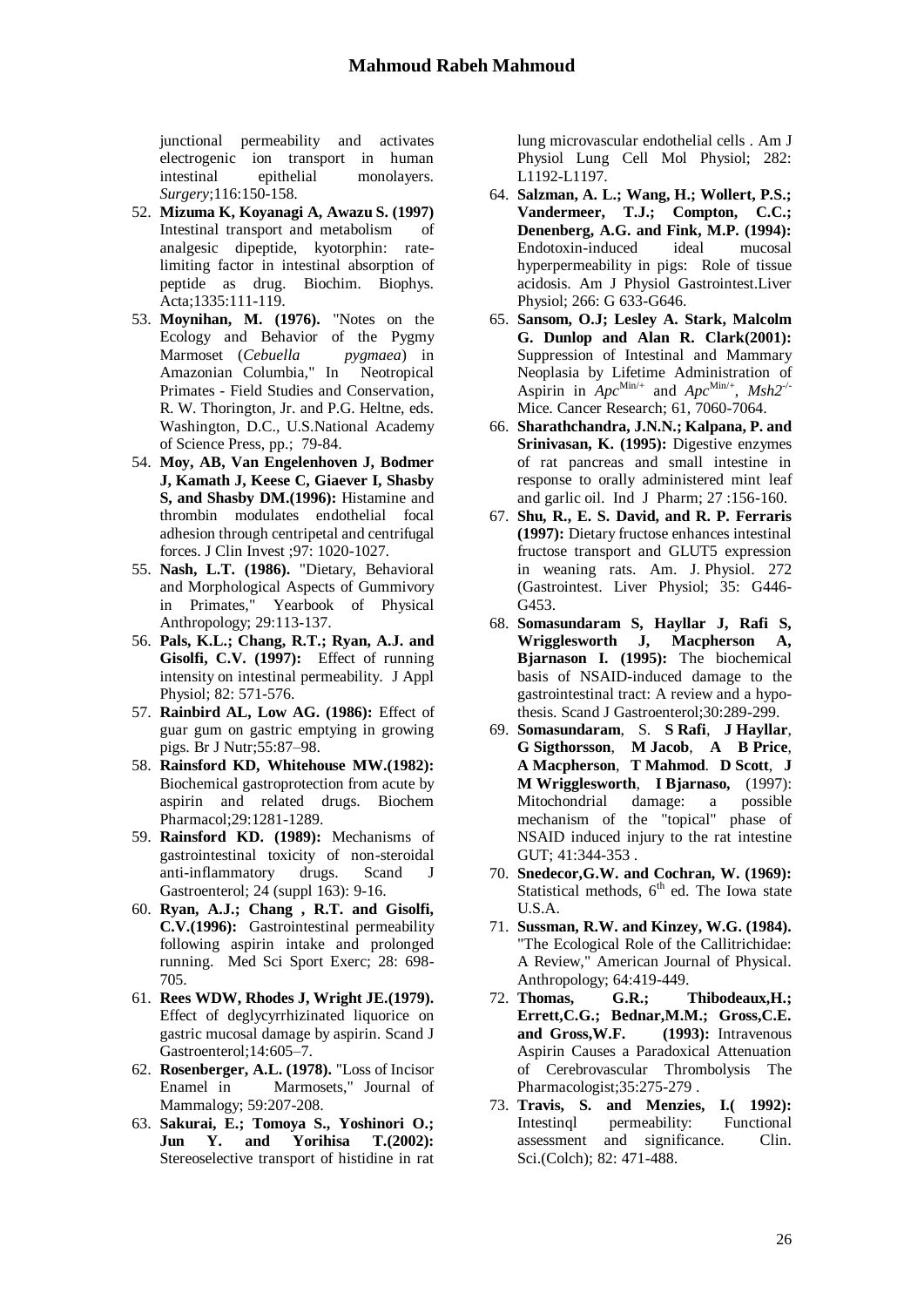junctional permeability and activates electrogenic ion transport in human intestinal epithelial monolayers. *Surgery*;116:150-158.

52. **Mizuma K, Koyanagi A, Awazu S. (1997)** Intestinal transport and metabolism of analgesic dipeptide, kyotorphin: rate-limiting factor in intestinal absorption of peptide as drug. Biochim. Biophys. Acta;1335:111-119.
53. **Moynihan, M. (1976).** "Notes on the Ecology and Behavior of the Pygmy Marmoset (*Cebuella pygmaea*) in Amazonian Columbia," In Neotropical Primates - Field Studies and Conservation, R. W. Thorington, Jr. and P.G. Heltne, eds. Washington, D.C., U.S.National Academy of Science Press, pp.; 79-84.
54. **Moy, AB, Van Engelenhoven J, Bodmer J, Kamath J, Keese C, Giaever I, Shasby S, and Shasby DM.(1996):** Histamine and thrombin modulates endothelial focal adhesion through centripetal and centrifugal forces. J Clin Invest ;97: 1020-1027.
55. **Nash, L.T. (1986).** "Dietary, Behavioral and Morphological Aspects of Gummivory in Primates," Yearbook of Physical Anthropology; 29:113-137.
56. **Pals, K.L.; Chang, R.T.; Ryan, A.J. and Gisolfi, C.V. (1997):** Effect of running intensity on intestinal permeability. J Appl Physiol; 82: 571-576.
57. **Rainbird AL, Low AG. (1986):** Effect of guar gum on gastric emptying in growing pigs. Br J Nutr;55:87–98.
58. **Rainsford KD, Whitehouse MW.(1982):** Biochemical gastroprotection from acute by aspirin and related drugs. Biochem Pharmacol;29:1281-1289.
59. **Rainsford KD. (1989):** Mechanisms of gastrointestinal toxicity of non-steroidal anti-inflammatory drugs. Scand J Gastroenterol; 24 (suppl 163): 9-16.
60. **Ryan, A.J.; Chang , R.T. and Gisolfi, C.V.(1996):** Gastrointestinal permeability following aspirin intake and prolonged running. Med Sci Sport Exerc; 28: 698-705.
61. **Rees WDW, Rhodes J, Wright JE.(1979).** Effect of deglycyrrhizinated liquorice on gastric mucosal damage by aspirin. Scand J Gastroenterol;14:605–7.
62. **Rosenberger, A.L. (1978).** "Loss of Incisor Enamel in Marmosets," Journal of Mammalogy; 59:207-208.
63. **Sakurai, E.; Tomoya S., Yoshinori O.; Jun Y. and Yorihisa T.(2002):** Stereoselective transport of histidine in rat lung microvascular endothelial cells . Am J Physiol Lung Cell Mol Physiol; 282: L1192-L1197.
64. **Salzman, A. L.; Wang, H.; Wollert, P.S.; Vandermeer, T.J.; Compton, C.C.; Denenberg, A.G. and Fink, M.P. (1994):** Endotoxin-induced ideal mucosal hyperpermeability in pigs: Role of tissue acidosis. Am J Physiol Gastrointest.Liver Physiol; 266: G 633-G646.
65. **Sansom, O.J; Lesley A. Stark, Malcolm G. Dunlop and Alan R. Clark(2001):** Suppression of Intestinal and Mammary Neoplasia by Lifetime Administration of Aspirin in $Apc^{Min/+}$ and $Apc^{Min/+}$, $Msh2^{-/-}$ Mice. Cancer Research; 61, 7060-7064.
66. **Sharathchandra, J.N.N.; Kalpana, P. and Srinivasan, K. (1995):** Digestive enzymes of rat pancreas and small intestine in response to orally administered mint leaf and garlic oil. Ind J Pharm; 27 :156-160.
67. **Shu, R., E. S. David, and R. P. Ferraris (1997):** Dietary fructose enhances intestinal fructose transport and GLUT5 expression in weaning rats. Am. J. Physiol. 272 (Gastrointest. Liver Physiol; 35: G446-G453.
68. **Somasundaram S, Hayllar J, Rafi S, Wrigglesworth J, Macpherson A, Bjarnason I. (1995):** The biochemical basis of NSAID-induced damage to the gastrointestinal tract: A review and a hypothesis. Scand J Gastroenterol;30:289-299.
69. **Somasundaram**, S. **S Rafi**, **J Hayllar**, **G Sigthorsson**, **M Jacob**, **A B Price**, **A Macpherson**, **T Mahmod**. **D Scott**, **J M Wrigglesworth**, **I Bjarnaso,** (1997): Mitochondrial damage: a possible mechanism of the "topical" phase of NSAID induced injury to the rat intestine GUT; 41:344-353 .
70. **Snedecor,G.W. and Cochran, W. (1969):** Statistical methods, 6th ed. The Iowa state U.S.A.
71. **Sussman, R.W. and Kinzey, W.G. (1984).** "The Ecological Role of the Callitrichidae: A Review," American Journal of Physical. Anthropology; 64:419-449.
72. **Thomas, G.R.; Thibodeaux,H.; Errett,C.G.; Bednar,M.M.; Gross,C.E. and Gross,W.F. (1993):** Intravenous Aspirin Causes a Paradoxical Attenuation of Cerebrovascular Thrombolysis The Pharmacologist;35:275-279 .
73. **Travis, S. and Menzies, I.( 1992):** Intestinql permeability: Functional assessment and significance. Clin. Sci.(Colch); 82: 471-488.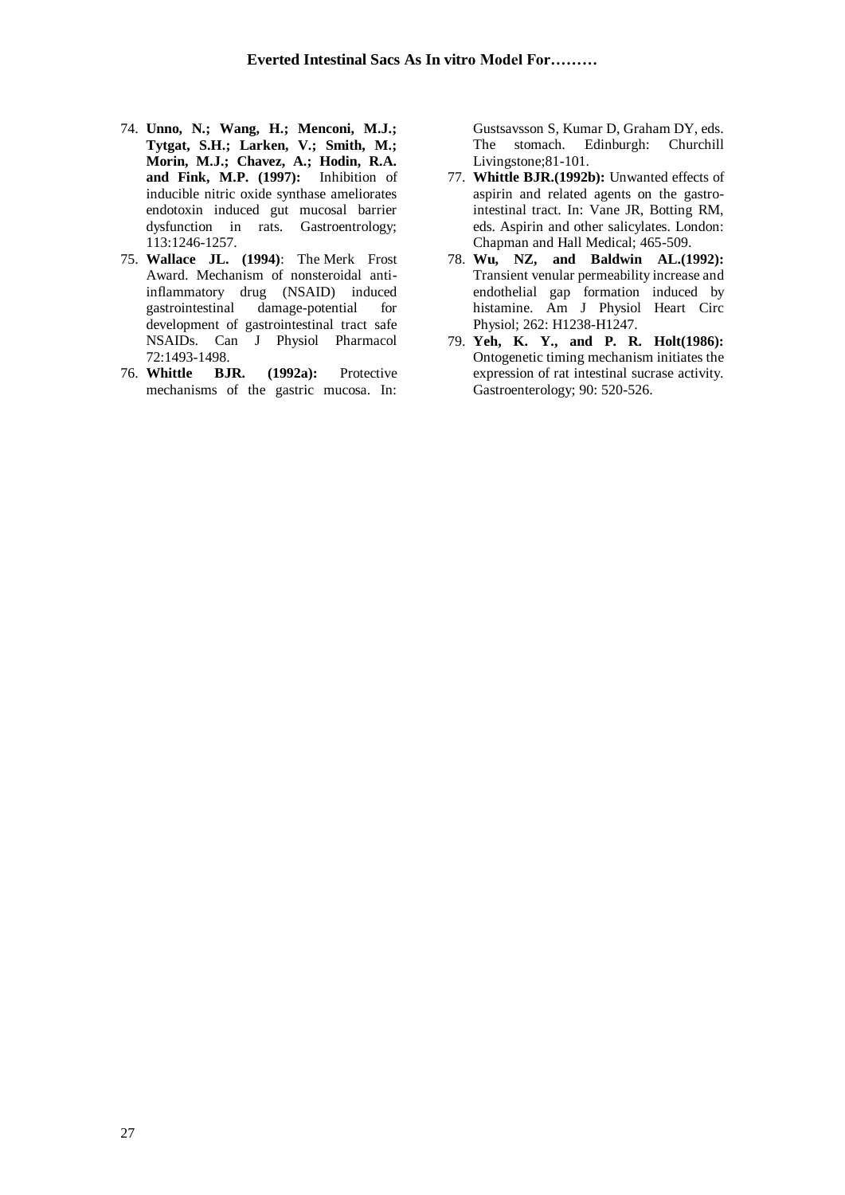74. **Unno, N.; Wang, H.; Menconi, M.J.; Tytgat, S.H.; Larken, V.; Smith, M.; Morin, M.J.; Chavez, A.; Hodin, R.A. and Fink, M.P. (1997):** Inhibition of inducible nitric oxide synthase ameliorates endotoxin induced gut mucosal barrier dysfunction in rats. Gastroentrology; 113:1246-1257.
75. **Wallace JL. (1994)**: The Merk Frost Award. Mechanism of nonsteroidal anti-inflammatory drug (NSAID) induced gastrointestinal damage-potential for development of gastrointestinal tract safe NSAIDs. Can J Physiol Pharmacol 72:1493-1498.
76. **Whittle BJR. (1992a):** Protective mechanisms of the gastric mucosa. In: Gustsavsson S, Kumar D, Graham DY, eds. The stomach. Edinburgh: Churchill Livingstone;81-101.
77. **Whittle BJR.(1992b):** Unwanted effects of aspirin and related agents on the gastro-intestinal tract. In: Vane JR, Botting RM, eds. Aspirin and other salicylates. London: Chapman and Hall Medical; 465-509.
78. **Wu, NZ, and Baldwin AL.(1992):** Transient venular permeability increase and endothelial gap formation induced by histamine. Am J Physiol Heart Circ Physiol; 262: H1238-H1247.
79. **Yeh, K. Y., and P. R. Holt(1986):** Ontogenetic timing mechanism initiates the expression of rat intestinal sucrase activity. Gastroenterology; 90: 520-526.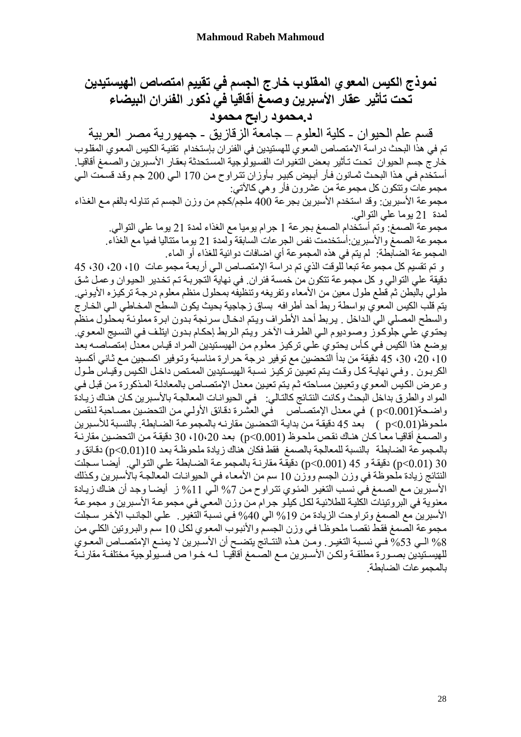# نموذج الكيس المعوي المقلوب خارج الجسم في تقييم امتصاص الهيستيدين تحت تأثير عقار الأسبرين وصمغ أقاقيا في ذكور الفئران البيضاء

## د.محمود رابح محمود

قسم علم الحيوان - كلية العلوم – جامعة الزقازيق - جمهورية مصر العربية

تم في هذا البحث دراسة الامتصاص المعوي للهستيدين في الفئران بإستخدام تقنية الكيس المعوي المقلوب خارج جسم الحيوان تحت تأثير بعض التغيرات الفسيولوجية المستحدثة بعقار الأسبرين والصمغ أقاقيا. أستخدم في هذا البحث ثمانون فأر أبيض كبير بأوزان تتراوح من 170 الي 200 جم وقد قسمت الي مجموعات وتتكون كل مجموعة من عشرون فأر وهي كالآتي:

مجموعة الأسبرين: وقد استخدم الأسبرين بجرعة 400 ملجم/كجم من وزن الجسم تم تناوله بالفم مع الغذاء لمدة 21 يوما علي التوالي.

مجموعة الصمغ: وتم أستخدام الصمغ بجرعة 1 جرام يوميا مع الغذاء لمدة 21 يوما علي التوالي.

مجموعة الصمغ والأسبرين:أستخدمت نفس الجرعات السابقة ولمدة 21 يوما متتاليا فميا مع الغذاء.

المجموعة الضابطة: لم يتم في هذه المجموعة أي اضافات دوائية للغذاء أو الماء.

و تم تقسيم كل مجموعة تبعا للوقت الذي تم دراسة الإمتصاص الي أربعة مجموعات 10، 20، 30، 45 دقيقة علي التوالي و كل مجموعة تتكون من خمسة فئران. في نهاية التجربة تم تخدير الحيوان وعمل شق طولي بالبطن ثم قطع طول معين من الأمعاء وتفريغه وتنظيفه بمحلول منظم معلوم درجة تركيزه الأيوني. يتم قلب الكيس المعوي بواسطة ربط أحد أطرافه بساق زجاجية بحيث يكون السطح المخاطي الي الخارج والسطح المصلي الي الداخل . يربط أحد الأطراف ويتم ادخال سرنجة بدون ابرة مملوءة بمحلول منظم يحتوي علي جلوكوز وصوديوم الي الطرف الآخر ويتم الربط بإحكام بدون ايتلف في النسيج المعوي. يوضع هذا الكيس في كأس يحتوي علي تركيز معلوم من الهيستيدين المراد قياس معدل إمتصاصه بعد 10، 20، 30، 45 دقيقة من بدأ التحضين مع توفير درجة حرارة مناسبة وتوفير اكسجين مع ثاني أكسيد الكربون . وفي نهاية كل وقت يتم تعيين تركيز نسبة الهيستيدين الممتص داخل الكيس وقياس طول وعرض الكيس المعوي وتعيين مساحته ثم يتم تعيين معدل الإمتصاص بالمعادلة المذكورة من قبل في المواد والطرق بداخل البحث وكانت النتائج كالتالي: في الحيوانات المعالجة بالأسبرين كان هناك زيادة واضحة($p<0.001$ ) في معدل الإمتصاص في العشرة دقائق الأولي من التحضين مصاحبة لنقص ملحوظ($p<0.01$ ) بعد 45 دقيقة من بداية التحضين مقارنه بالمجموعة الضابطة. بالنسبة للأسبرين والصمغ أقاقيا معا كان هناك نقص ملحوظ ($p<0.001$) بعد 20،10، 30 دقيقة من التحضين مقارنة بالمجموعة الضابطة بالنسبة للمعالجة بالصمغ فقط فكان هناك زيادة ملحوظة بعد 10($p<0.01$) دقائق و 30 ($p<0.01$) دقيقة و 45 ($p<0.001$) دقيقة مقارنة بالمجموعة الضابطة علي التوالي. أيضا سجلت النتائج زيادة ملحوظة في وزن الجسم ووزن 10 سم من الأمعاء في الحيوانات المعالجة بالأسبرين وكذلك الأسبرين مع الصمغ في نسب التغير المئوي تتراوح من 7% الي 11% ز أيضا وجد أن هناك زيادة معنوية في البروتينات الكلية للطلائية لكل كيلو جرام من وزن المعي في مجموعة الأسبرين و مجموعة الأسبرين مع الصمغ وتراوحت الزيادة من 19% الي 40% في نسبة التغير. علي الجانب الآخر سجلت مجموعة الصمغ فقط نقصا ملحوظا في وزن الجسم والأنبوب المعوي لكل 10 سم والبروتين الكلي من 8% الي 53% في نسبة التغير. ومن هذه النتائج يتضح أن الأسبرين لا يمنع الإمتصاص المعوي للهيستيدين بصورة مطلقة ولكن الأسبرين مع الصمغ أقاقيا له خوا ص فسيولوجية مختلفة مقارنة بالمجموعات الضابطة.